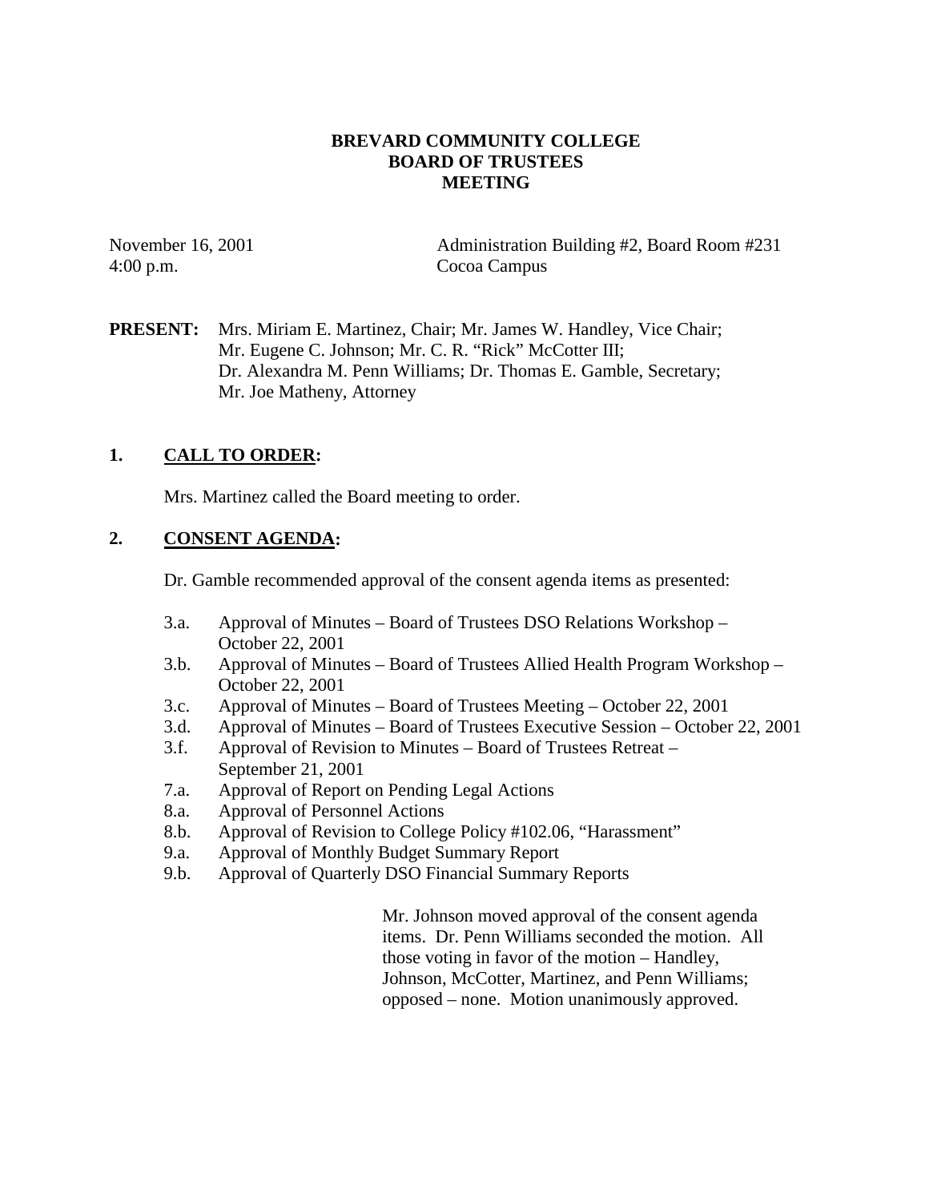# BREVARD COMMUNITY COLLEGE
## BOARD OF TRUSTEES
## MEETING

November 16, 2001 — Administration Building #2, Board Room #231
4:00 p.m. — Cocoa Campus

**PRESENT:** Mrs. Miriam E. Martinez, Chair; Mr. James W. Handley, Vice Chair; Mr. Eugene C. Johnson; Mr. C. R. "Rick" McCotter III; Dr. Alexandra M. Penn Williams; Dr. Thomas E. Gamble, Secretary; Mr. Joe Matheny, Attorney

### 1. CALL TO ORDER:

Mrs. Martinez called the Board meeting to order.

### 2. CONSENT AGENDA:

Dr. Gamble recommended approval of the consent agenda items as presented:

- 3.a. Approval of Minutes – Board of Trustees DSO Relations Workshop – October 22, 2001
- 3.b. Approval of Minutes – Board of Trustees Allied Health Program Workshop – October 22, 2001
- 3.c. Approval of Minutes – Board of Trustees Meeting – October 22, 2001
- 3.d. Approval of Minutes – Board of Trustees Executive Session – October 22, 2001
- 3.f. Approval of Revision to Minutes – Board of Trustees Retreat – September 21, 2001
- 7.a. Approval of Report on Pending Legal Actions
- 8.a. Approval of Personnel Actions
- 8.b. Approval of Revision to College Policy #102.06, "Harassment"
- 9.a. Approval of Monthly Budget Summary Report
- 9.b. Approval of Quarterly DSO Financial Summary Reports

Mr. Johnson moved approval of the consent agenda items. Dr. Penn Williams seconded the motion. All those voting in favor of the motion – Handley, Johnson, McCotter, Martinez, and Penn Williams; opposed – none. Motion unanimously approved.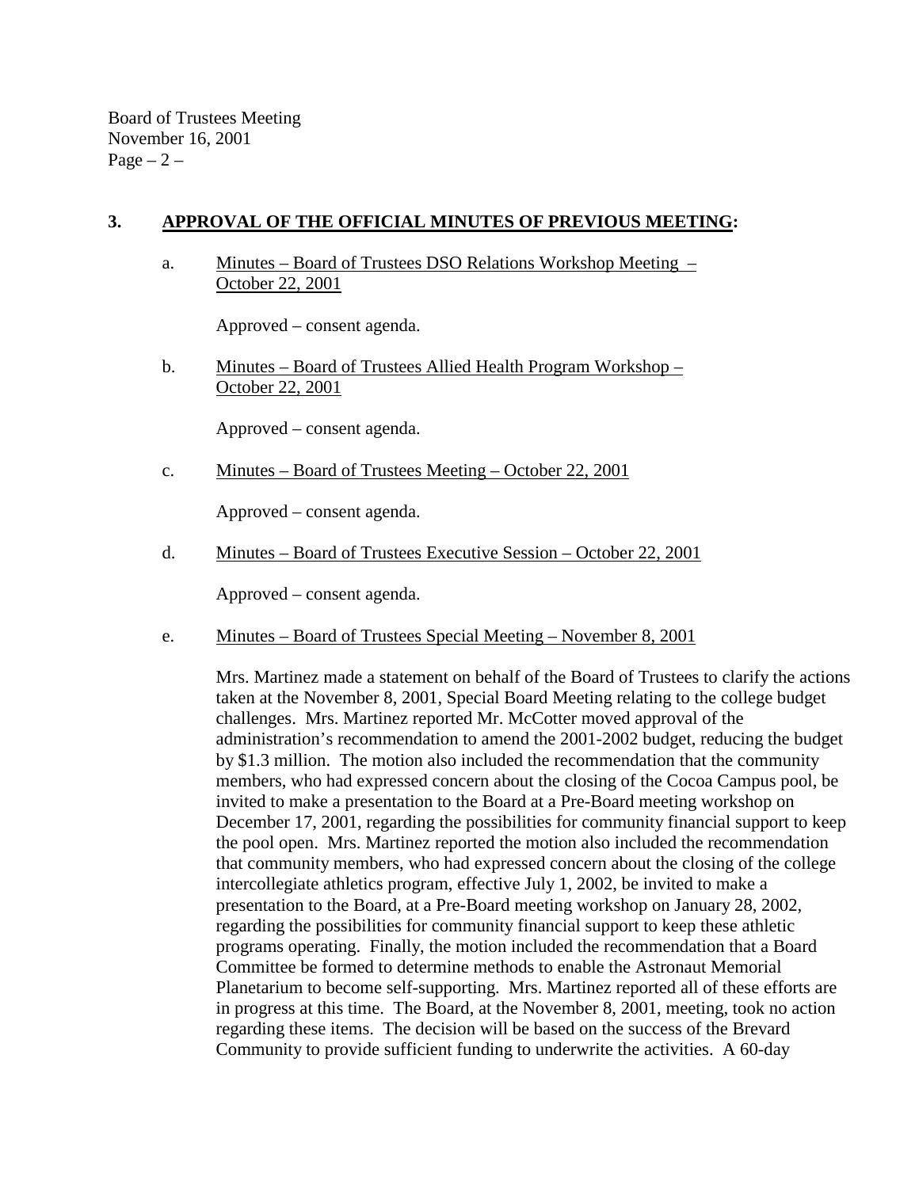## 3. APPROVAL OF THE OFFICIAL MINUTES OF PREVIOUS MEETING:

a. Minutes – Board of Trustees DSO Relations Workshop Meeting – October 22, 2001

Approved – consent agenda.

b. Minutes – Board of Trustees Allied Health Program Workshop – October 22, 2001

Approved – consent agenda.

c. Minutes – Board of Trustees Meeting – October 22, 2001

Approved – consent agenda.

d. Minutes – Board of Trustees Executive Session – October 22, 2001

Approved – consent agenda.

e. Minutes – Board of Trustees Special Meeting – November 8, 2001

Mrs. Martinez made a statement on behalf of the Board of Trustees to clarify the actions taken at the November 8, 2001, Special Board Meeting relating to the college budget challenges. Mrs. Martinez reported Mr. McCotter moved approval of the administration's recommendation to amend the 2001-2002 budget, reducing the budget by $1.3 million. The motion also included the recommendation that the community members, who had expressed concern about the closing of the Cocoa Campus pool, be invited to make a presentation to the Board at a Pre-Board meeting workshop on December 17, 2001, regarding the possibilities for community financial support to keep the pool open. Mrs. Martinez reported the motion also included the recommendation that community members, who had expressed concern about the closing of the college intercollegiate athletics program, effective July 1, 2002, be invited to make a presentation to the Board, at a Pre-Board meeting workshop on January 28, 2002, regarding the possibilities for community financial support to keep these athletic programs operating. Finally, the motion included the recommendation that a Board Committee be formed to determine methods to enable the Astronaut Memorial Planetarium to become self-supporting. Mrs. Martinez reported all of these efforts are in progress at this time. The Board, at the November 8, 2001, meeting, took no action regarding these items. The decision will be based on the success of the Brevard Community to provide sufficient funding to underwrite the activities. A 60-day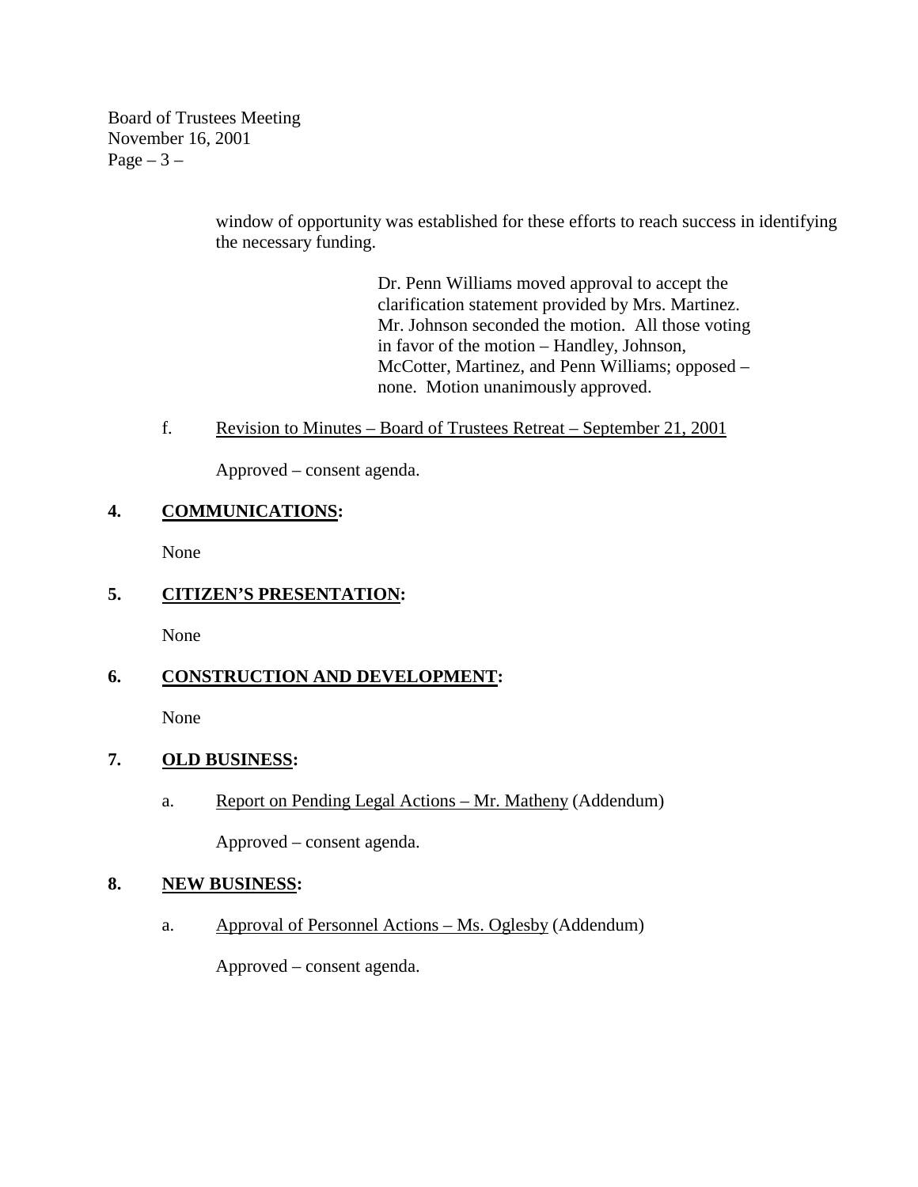window of opportunity was established for these efforts to reach success in identifying the necessary funding.

> Dr. Penn Williams moved approval to accept the clarification statement provided by Mrs. Martinez. Mr. Johnson seconded the motion. All those voting in favor of the motion – Handley, Johnson, McCotter, Martinez, and Penn Williams; opposed – none. Motion unanimously approved.

f. Revision to Minutes – Board of Trustees Retreat – September 21, 2001

Approved – consent agenda.

**4. COMMUNICATIONS:**

None

**5. CITIZEN'S PRESENTATION:**

None

**6. CONSTRUCTION AND DEVELOPMENT:**

None

**7. OLD BUSINESS:**

a. Report on Pending Legal Actions – Mr. Matheny (Addendum)

Approved – consent agenda.

**8. NEW BUSINESS:**

a. Approval of Personnel Actions – Ms. Oglesby (Addendum)

Approved – consent agenda.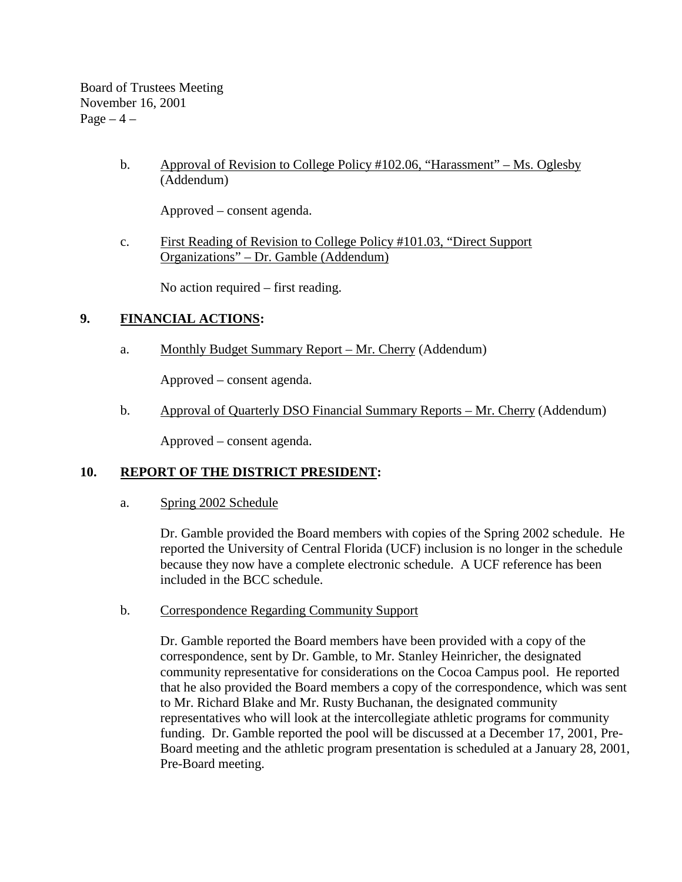b. Approval of Revision to College Policy #102.06, "Harassment" – Ms. Oglesby (Addendum)

   Approved – consent agenda.

c. First Reading of Revision to College Policy #101.03, "Direct Support Organizations" – Dr. Gamble (Addendum)

   No action required – first reading.

## 9. FINANCIAL ACTIONS:

a. Monthly Budget Summary Report – Mr. Cherry (Addendum)

   Approved – consent agenda.

b. Approval of Quarterly DSO Financial Summary Reports – Mr. Cherry (Addendum)

   Approved – consent agenda.

## 10. REPORT OF THE DISTRICT PRESIDENT:

a. Spring 2002 Schedule

   Dr. Gamble provided the Board members with copies of the Spring 2002 schedule. He reported the University of Central Florida (UCF) inclusion is no longer in the schedule because they now have a complete electronic schedule. A UCF reference has been included in the BCC schedule.

b. Correspondence Regarding Community Support

   Dr. Gamble reported the Board members have been provided with a copy of the correspondence, sent by Dr. Gamble, to Mr. Stanley Heinricher, the designated community representative for considerations on the Cocoa Campus pool. He reported that he also provided the Board members a copy of the correspondence, which was sent to Mr. Richard Blake and Mr. Rusty Buchanan, the designated community representatives who will look at the intercollegiate athletic programs for community funding. Dr. Gamble reported the pool will be discussed at a December 17, 2001, Pre-Board meeting and the athletic program presentation is scheduled at a January 28, 2001, Pre-Board meeting.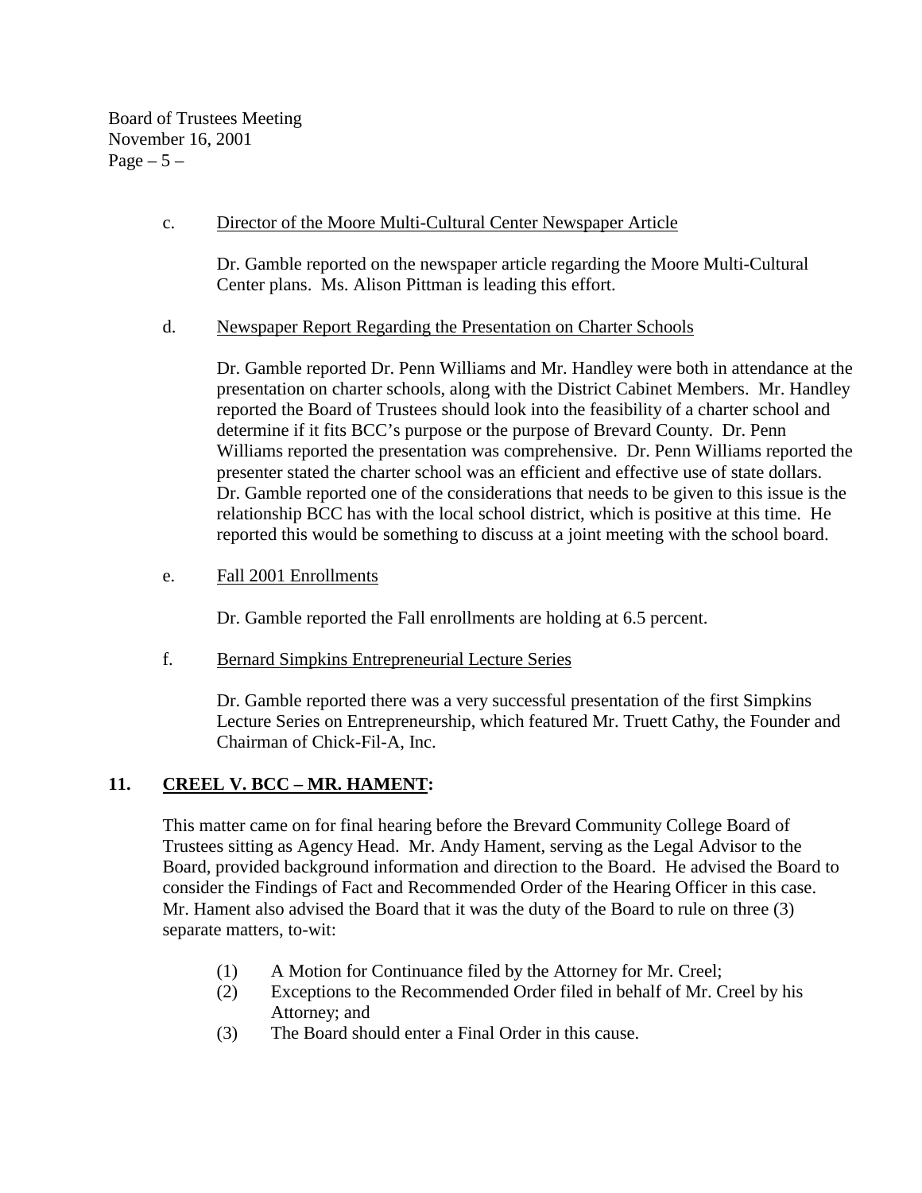c. <u>Director of the Moore Multi-Cultural Center Newspaper Article</u>

Dr. Gamble reported on the newspaper article regarding the Moore Multi-Cultural Center plans. Ms. Alison Pittman is leading this effort.

d. <u>Newspaper Report Regarding the Presentation on Charter Schools</u>

Dr. Gamble reported Dr. Penn Williams and Mr. Handley were both in attendance at the presentation on charter schools, along with the District Cabinet Members. Mr. Handley reported the Board of Trustees should look into the feasibility of a charter school and determine if it fits BCC's purpose or the purpose of Brevard County. Dr. Penn Williams reported the presentation was comprehensive. Dr. Penn Williams reported the presenter stated the charter school was an efficient and effective use of state dollars. Dr. Gamble reported one of the considerations that needs to be given to this issue is the relationship BCC has with the local school district, which is positive at this time. He reported this would be something to discuss at a joint meeting with the school board.

e. <u>Fall 2001 Enrollments</u>

Dr. Gamble reported the Fall enrollments are holding at 6.5 percent.

f. <u>Bernard Simpkins Entrepreneurial Lecture Series</u>

Dr. Gamble reported there was a very successful presentation of the first Simpkins Lecture Series on Entrepreneurship, which featured Mr. Truett Cathy, the Founder and Chairman of Chick-Fil-A, Inc.

## 11. <u>CREEL V. BCC – MR. HAMENT</u>:

This matter came on for final hearing before the Brevard Community College Board of Trustees sitting as Agency Head. Mr. Andy Hament, serving as the Legal Advisor to the Board, provided background information and direction to the Board. He advised the Board to consider the Findings of Fact and Recommended Order of the Hearing Officer in this case. Mr. Hament also advised the Board that it was the duty of the Board to rule on three (3) separate matters, to-wit:

(1) A Motion for Continuance filed by the Attorney for Mr. Creel;
(2) Exceptions to the Recommended Order filed in behalf of Mr. Creel by his Attorney; and
(3) The Board should enter a Final Order in this cause.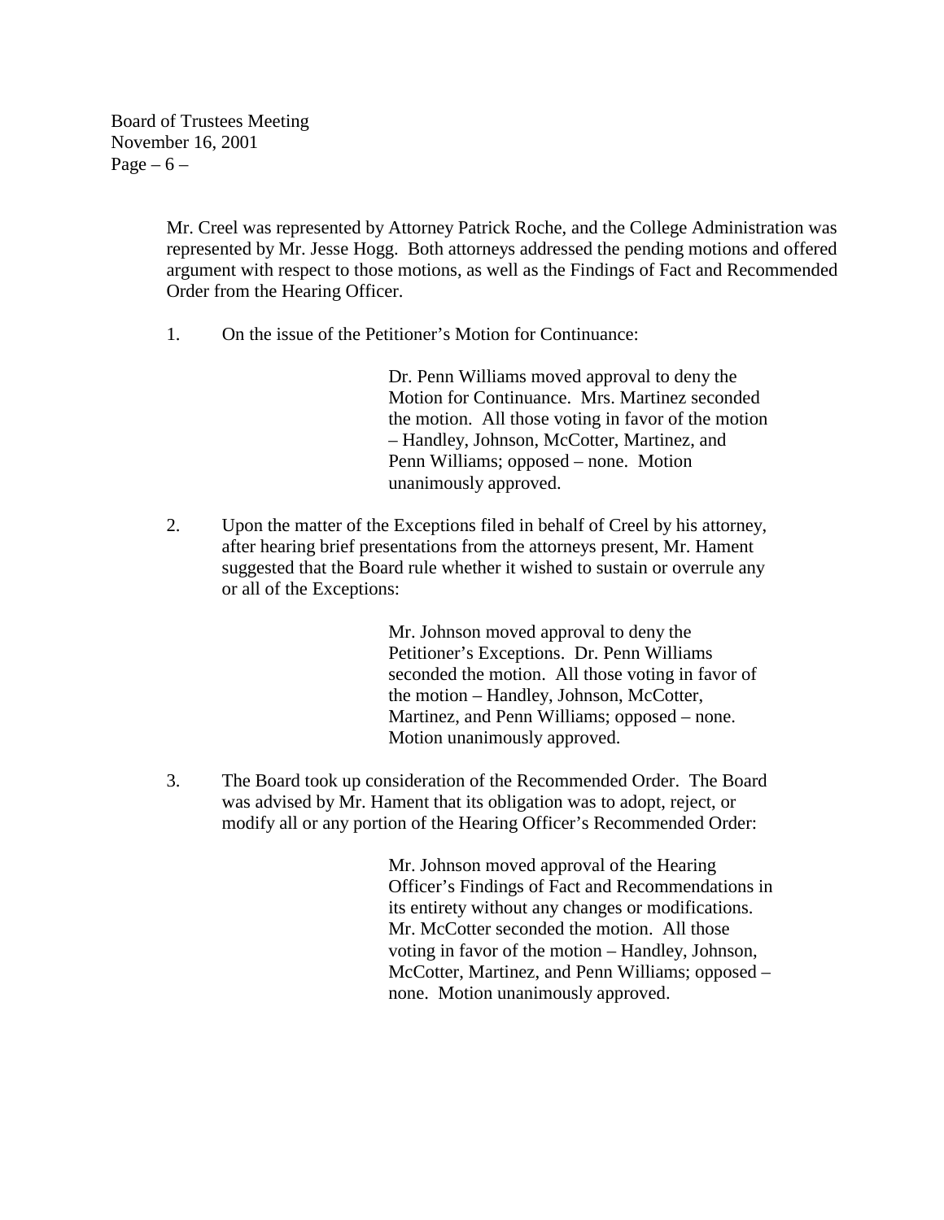Mr. Creel was represented by Attorney Patrick Roche, and the College Administration was represented by Mr. Jesse Hogg. Both attorneys addressed the pending motions and offered argument with respect to those motions, as well as the Findings of Fact and Recommended Order from the Hearing Officer.

1. On the issue of the Petitioner's Motion for Continuance:

   > Dr. Penn Williams moved approval to deny the Motion for Continuance. Mrs. Martinez seconded the motion. All those voting in favor of the motion – Handley, Johnson, McCotter, Martinez, and Penn Williams; opposed – none. Motion unanimously approved.

2. Upon the matter of the Exceptions filed in behalf of Creel by his attorney, after hearing brief presentations from the attorneys present, Mr. Hament suggested that the Board rule whether it wished to sustain or overrule any or all of the Exceptions:

   > Mr. Johnson moved approval to deny the Petitioner's Exceptions. Dr. Penn Williams seconded the motion. All those voting in favor of the motion – Handley, Johnson, McCotter, Martinez, and Penn Williams; opposed – none. Motion unanimously approved.

3. The Board took up consideration of the Recommended Order. The Board was advised by Mr. Hament that its obligation was to adopt, reject, or modify all or any portion of the Hearing Officer's Recommended Order:

   > Mr. Johnson moved approval of the Hearing Officer's Findings of Fact and Recommendations in its entirety without any changes or modifications. Mr. McCotter seconded the motion. All those voting in favor of the motion – Handley, Johnson, McCotter, Martinez, and Penn Williams; opposed – none. Motion unanimously approved.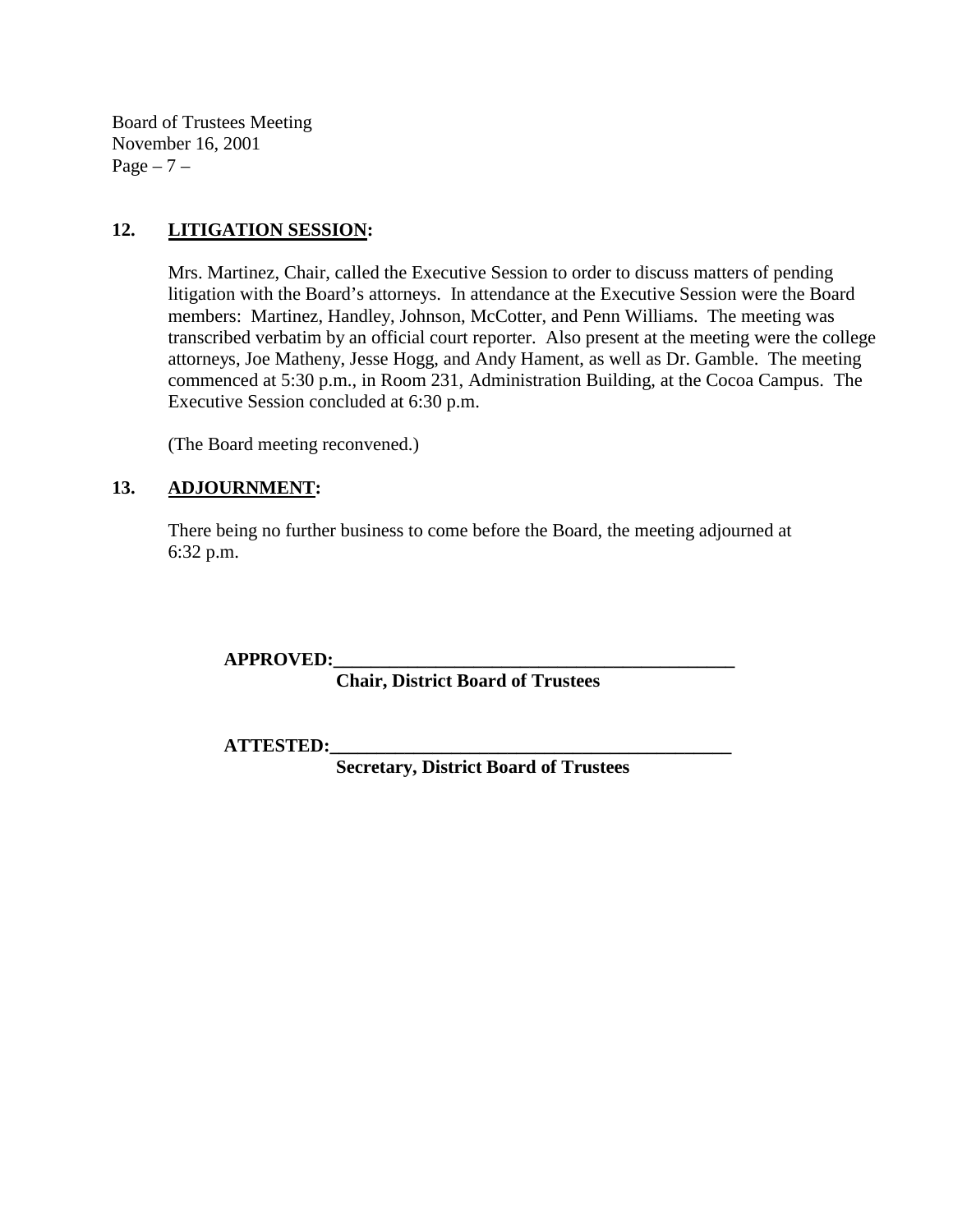**12. LITIGATION SESSION:**

Mrs. Martinez, Chair, called the Executive Session to order to discuss matters of pending litigation with the Board's attorneys. In attendance at the Executive Session were the Board members: Martinez, Handley, Johnson, McCotter, and Penn Williams. The meeting was transcribed verbatim by an official court reporter. Also present at the meeting were the college attorneys, Joe Matheny, Jesse Hogg, and Andy Hament, as well as Dr. Gamble. The meeting commenced at 5:30 p.m., in Room 231, Administration Building, at the Cocoa Campus. The Executive Session concluded at 6:30 p.m.

(The Board meeting reconvened.)

**13. ADJOURNMENT:**

There being no further business to come before the Board, the meeting adjourned at 6:32 p.m.

**APPROVED:**\_\_\_\_\_\_\_\_\_\_\_\_\_\_\_\_\_\_\_\_\_\_\_\_\_\_\_\_\_\_\_\_\_\_\_\_\_\_\_\_\_\_\_\_
**Chair, District Board of Trustees**

**ATTESTED:**\_\_\_\_\_\_\_\_\_\_\_\_\_\_\_\_\_\_\_\_\_\_\_\_\_\_\_\_\_\_\_\_\_\_\_\_\_\_\_\_\_\_\_\_
**Secretary, District Board of Trustees**